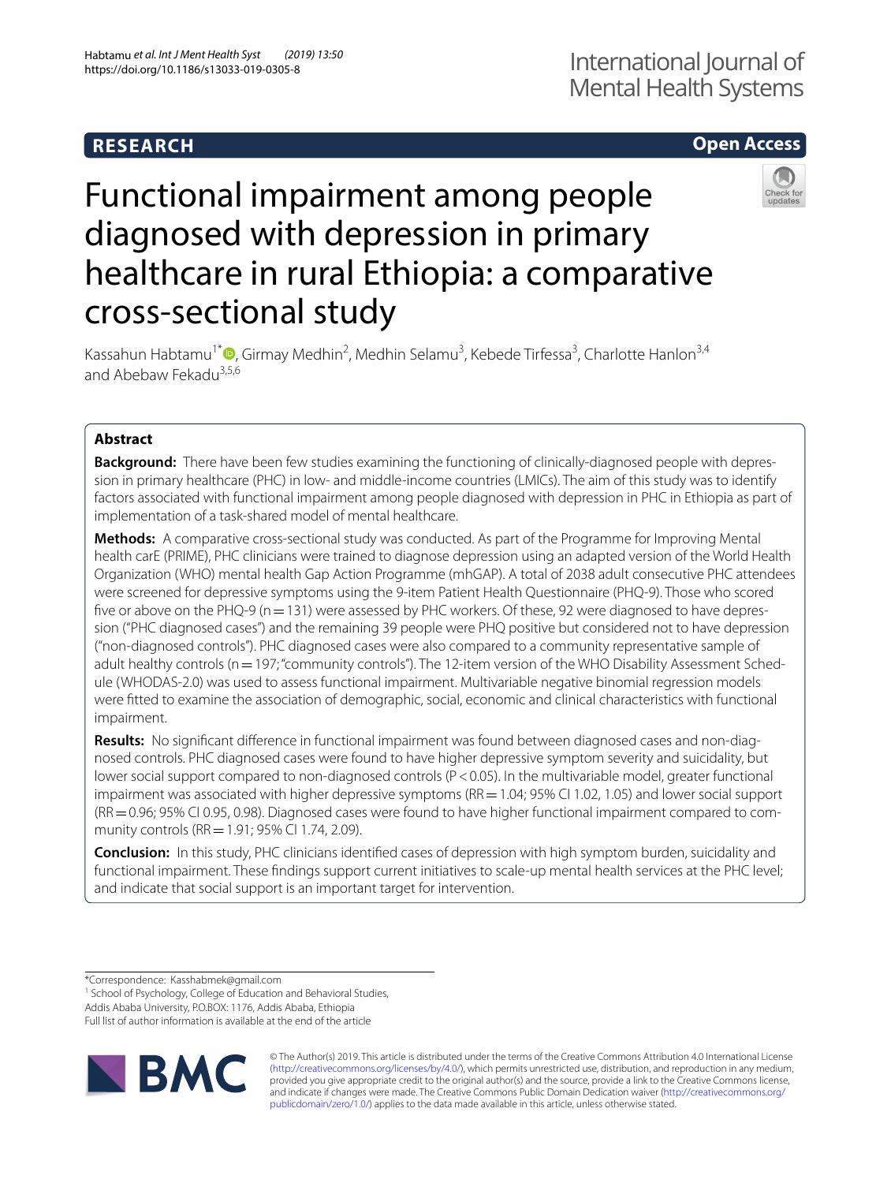RESEARCH

Open Access

# Functional impairment among people diagnosed with depression in primary healthcare in rural Ethiopia: a comparative cross-sectional study

Kassahun Habtamu[1*], Girmay Medhin[2], Medhin Selamu[3], Kebede Tirfessa[3], Charlotte Hanlon[3,4] and Abebaw Fekadu[3,5,6]

## Abstract

**Background:** There have been few studies examining the functioning of clinically-diagnosed people with depression in primary healthcare (PHC) in low- and middle-income countries (LMICs). The aim of this study was to identify factors associated with functional impairment among people diagnosed with depression in PHC in Ethiopia as part of implementation of a task-shared model of mental healthcare.

**Methods:** A comparative cross-sectional study was conducted. As part of the Programme for Improving Mental health carE (PRIME), PHC clinicians were trained to diagnose depression using an adapted version of the World Health Organization (WHO) mental health Gap Action Programme (mhGAP). A total of 2038 adult consecutive PHC attendees were screened for depressive symptoms using the 9-item Patient Health Questionnaire (PHQ-9). Those who scored five or above on the PHQ-9 (n = 131) were assessed by PHC workers. Of these, 92 were diagnosed to have depression ("PHC diagnosed cases") and the remaining 39 people were PHQ positive but considered not to have depression ("non-diagnosed controls"). PHC diagnosed cases were also compared to a community representative sample of adult healthy controls (n = 197; "community controls"). The 12-item version of the WHO Disability Assessment Schedule (WHODAS-2.0) was used to assess functional impairment. Multivariable negative binomial regression models were fitted to examine the association of demographic, social, economic and clinical characteristics with functional impairment.

**Results:** No significant difference in functional impairment was found between diagnosed cases and non-diagnosed controls. PHC diagnosed cases were found to have higher depressive symptom severity and suicidality, but lower social support compared to non-diagnosed controls ($P < 0.05$). In the multivariable model, greater functional impairment was associated with higher depressive symptoms (RR = 1.04; 95% CI 1.02, 1.05) and lower social support (RR = 0.96; 95% CI 0.95, 0.98). Diagnosed cases were found to have higher functional impairment compared to community controls (RR = 1.91; 95% CI 1.74, 2.09).

**Conclusion:** In this study, PHC clinicians identified cases of depression with high symptom burden, suicidality and functional impairment. These findings support current initiatives to scale-up mental health services at the PHC level; and indicate that social support is an important target for intervention.

*Correspondence: Kasshabmek@gmail.com
[1] School of Psychology, College of Education and Behavioral Studies, Addis Ababa University, P.O.BOX: 1176, Addis Ababa, Ethiopia
Full list of author information is available at the end of the article

© The Author(s) 2019. This article is distributed under the terms of the Creative Commons Attribution 4.0 International License (http://creativecommons.org/licenses/by/4.0/), which permits unrestricted use, distribution, and reproduction in any medium, provided you give appropriate credit to the original author(s) and the source, provide a link to the Creative Commons license, and indicate if changes were made. The Creative Commons Public Domain Dedication waiver (http://creativecommons.org/publicdomain/zero/1.0/) applies to the data made available in this article, unless otherwise stated.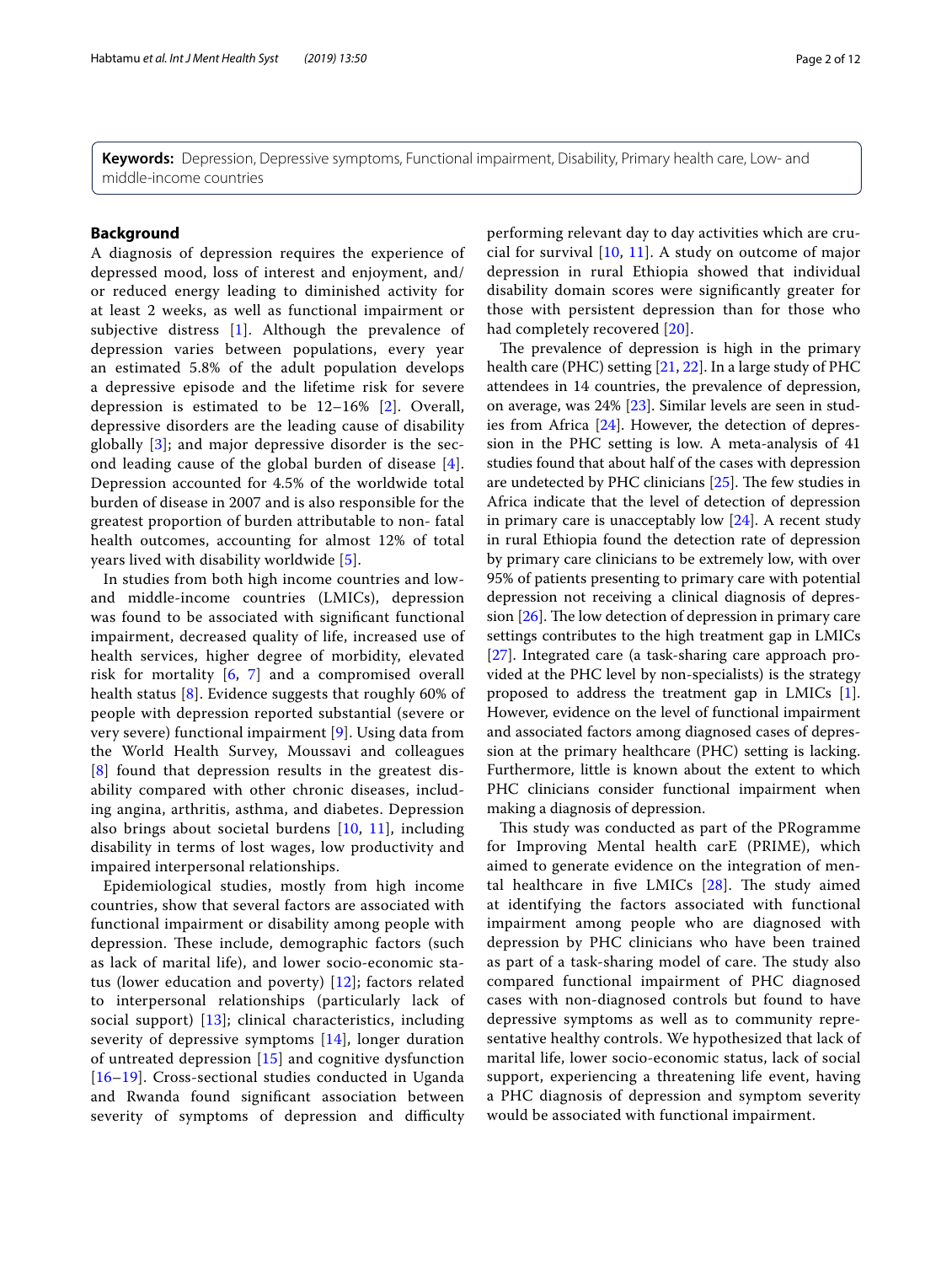**Keywords:** Depression, Depressive symptoms, Functional impairment, Disability, Primary health care, Low- and middle-income countries

## Background

A diagnosis of depression requires the experience of depressed mood, loss of interest and enjoyment, and/or reduced energy leading to diminished activity for at least 2 weeks, as well as functional impairment or subjective distress [1]. Although the prevalence of depression varies between populations, every year an estimated 5.8% of the adult population develops a depressive episode and the lifetime risk for severe depression is estimated to be 12–16% [2]. Overall, depressive disorders are the leading cause of disability globally [3]; and major depressive disorder is the second leading cause of the global burden of disease [4]. Depression accounted for 4.5% of the worldwide total burden of disease in 2007 and is also responsible for the greatest proportion of burden attributable to non- fatal health outcomes, accounting for almost 12% of total years lived with disability worldwide [5].

In studies from both high income countries and low- and middle-income countries (LMICs), depression was found to be associated with significant functional impairment, decreased quality of life, increased use of health services, higher degree of morbidity, elevated risk for mortality [6, 7] and a compromised overall health status [8]. Evidence suggests that roughly 60% of people with depression reported substantial (severe or very severe) functional impairment [9]. Using data from the World Health Survey, Moussavi and colleagues [8] found that depression results in the greatest disability compared with other chronic diseases, including angina, arthritis, asthma, and diabetes. Depression also brings about societal burdens [10, 11], including disability in terms of lost wages, low productivity and impaired interpersonal relationships.

Epidemiological studies, mostly from high income countries, show that several factors are associated with functional impairment or disability among people with depression. These include, demographic factors (such as lack of marital life), and lower socio-economic status (lower education and poverty) [12]; factors related to interpersonal relationships (particularly lack of social support) [13]; clinical characteristics, including severity of depressive symptoms [14], longer duration of untreated depression [15] and cognitive dysfunction [16–19]. Cross-sectional studies conducted in Uganda and Rwanda found significant association between severity of symptoms of depression and difficulty performing relevant day to day activities which are crucial for survival [10, 11]. A study on outcome of major depression in rural Ethiopia showed that individual disability domain scores were significantly greater for those with persistent depression than for those who had completely recovered [20].

The prevalence of depression is high in the primary health care (PHC) setting [21, 22]. In a large study of PHC attendees in 14 countries, the prevalence of depression, on average, was 24% [23]. Similar levels are seen in studies from Africa [24]. However, the detection of depression in the PHC setting is low. A meta-analysis of 41 studies found that about half of the cases with depression are undetected by PHC clinicians [25]. The few studies in Africa indicate that the level of detection of depression in primary care is unacceptably low [24]. A recent study in rural Ethiopia found the detection rate of depression by primary care clinicians to be extremely low, with over 95% of patients presenting to primary care with potential depression not receiving a clinical diagnosis of depression [26]. The low detection of depression in primary care settings contributes to the high treatment gap in LMICs [27]. Integrated care (a task-sharing care approach provided at the PHC level by non-specialists) is the strategy proposed to address the treatment gap in LMICs [1]. However, evidence on the level of functional impairment and associated factors among diagnosed cases of depression at the primary healthcare (PHC) setting is lacking. Furthermore, little is known about the extent to which PHC clinicians consider functional impairment when making a diagnosis of depression.

This study was conducted as part of the PRogramme for Improving Mental health carE (PRIME), which aimed to generate evidence on the integration of mental healthcare in five LMICs [28]. The study aimed at identifying the factors associated with functional impairment among people who are diagnosed with depression by PHC clinicians who have been trained as part of a task-sharing model of care. The study also compared functional impairment of PHC diagnosed cases with non-diagnosed controls but found to have depressive symptoms as well as to community representative healthy controls. We hypothesized that lack of marital life, lower socio-economic status, lack of social support, experiencing a threatening life event, having a PHC diagnosis of depression and symptom severity would be associated with functional impairment.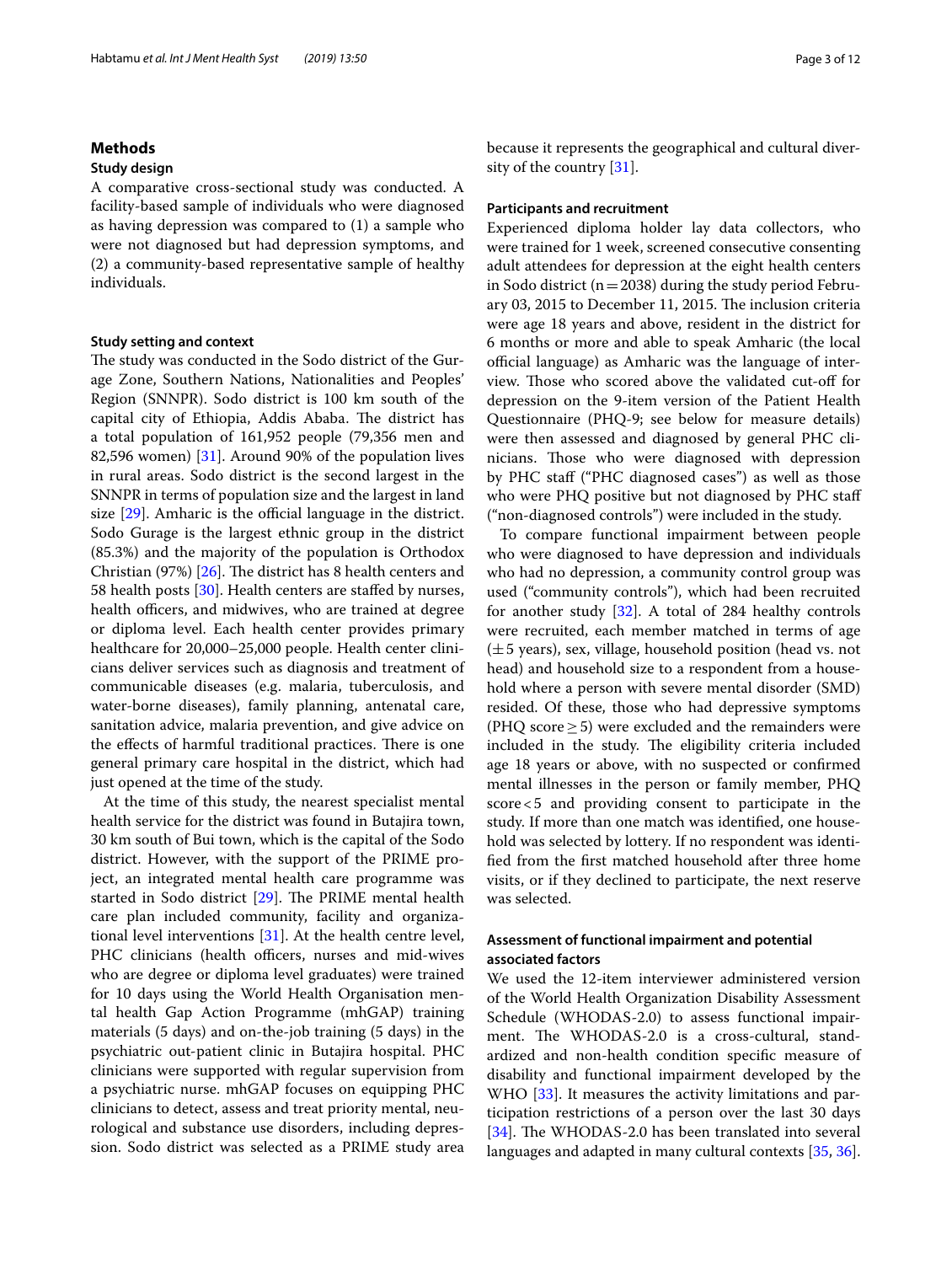## Methods

### Study design

A comparative cross-sectional study was conducted. A facility-based sample of individuals who were diagnosed as having depression was compared to (1) a sample who were not diagnosed but had depression symptoms, and (2) a community-based representative sample of healthy individuals.

### Study setting and context

The study was conducted in the Sodo district of the Gurage Zone, Southern Nations, Nationalities and Peoples' Region (SNNPR). Sodo district is 100 km south of the capital city of Ethiopia, Addis Ababa. The district has a total population of 161,952 people (79,356 men and 82,596 women) [31]. Around 90% of the population lives in rural areas. Sodo district is the second largest in the SNNPR in terms of population size and the largest in land size [29]. Amharic is the official language in the district. Sodo Gurage is the largest ethnic group in the district (85.3%) and the majority of the population is Orthodox Christian (97%) [26]. The district has 8 health centers and 58 health posts [30]. Health centers are staffed by nurses, health officers, and midwives, who are trained at degree or diploma level. Each health center provides primary healthcare for 20,000–25,000 people. Health center clinicians deliver services such as diagnosis and treatment of communicable diseases (e.g. malaria, tuberculosis, and water-borne diseases), family planning, antenatal care, sanitation advice, malaria prevention, and give advice on the effects of harmful traditional practices. There is one general primary care hospital in the district, which had just opened at the time of the study.

At the time of this study, the nearest specialist mental health service for the district was found in Butajira town, 30 km south of Bui town, which is the capital of the Sodo district. However, with the support of the PRIME project, an integrated mental health care programme was started in Sodo district [29]. The PRIME mental health care plan included community, facility and organizational level interventions [31]. At the health centre level, PHC clinicians (health officers, nurses and mid-wives who are degree or diploma level graduates) were trained for 10 days using the World Health Organisation mental health Gap Action Programme (mhGAP) training materials (5 days) and on-the-job training (5 days) in the psychiatric out-patient clinic in Butajira hospital. PHC clinicians were supported with regular supervision from a psychiatric nurse. mhGAP focuses on equipping PHC clinicians to detect, assess and treat priority mental, neurological and substance use disorders, including depression. Sodo district was selected as a PRIME study area because it represents the geographical and cultural diversity of the country [31].

### Participants and recruitment

Experienced diploma holder lay data collectors, who were trained for 1 week, screened consecutive consenting adult attendees for depression at the eight health centers in Sodo district (n = 2038) during the study period February 03, 2015 to December 11, 2015. The inclusion criteria were age 18 years and above, resident in the district for 6 months or more and able to speak Amharic (the local official language) as Amharic was the language of interview. Those who scored above the validated cut-off for depression on the 9-item version of the Patient Health Questionnaire (PHQ-9; see below for measure details) were then assessed and diagnosed by general PHC clinicians. Those who were diagnosed with depression by PHC staff ("PHC diagnosed cases") as well as those who were PHQ positive but not diagnosed by PHC staff ("non-diagnosed controls") were included in the study.

To compare functional impairment between people who were diagnosed to have depression and individuals who had no depression, a community control group was used ("community controls"), which had been recruited for another study [32]. A total of 284 healthy controls were recruited, each member matched in terms of age (±5 years), sex, village, household position (head vs. not head) and household size to a respondent from a household where a person with severe mental disorder (SMD) resided. Of these, those who had depressive symptoms (PHQ score ≥ 5) were excluded and the remainders were included in the study. The eligibility criteria included age 18 years or above, with no suspected or confirmed mental illnesses in the person or family member, PHQ score < 5 and providing consent to participate in the study. If more than one match was identified, one household was selected by lottery. If no respondent was identified from the first matched household after three home visits, or if they declined to participate, the next reserve was selected.

### Assessment of functional impairment and potential associated factors

We used the 12-item interviewer administered version of the World Health Organization Disability Assessment Schedule (WHODAS-2.0) to assess functional impairment. The WHODAS-2.0 is a cross-cultural, standardized and non-health condition specific measure of disability and functional impairment developed by the WHO [33]. It measures the activity limitations and participation restrictions of a person over the last 30 days [34]. The WHODAS-2.0 has been translated into several languages and adapted in many cultural contexts [35, 36].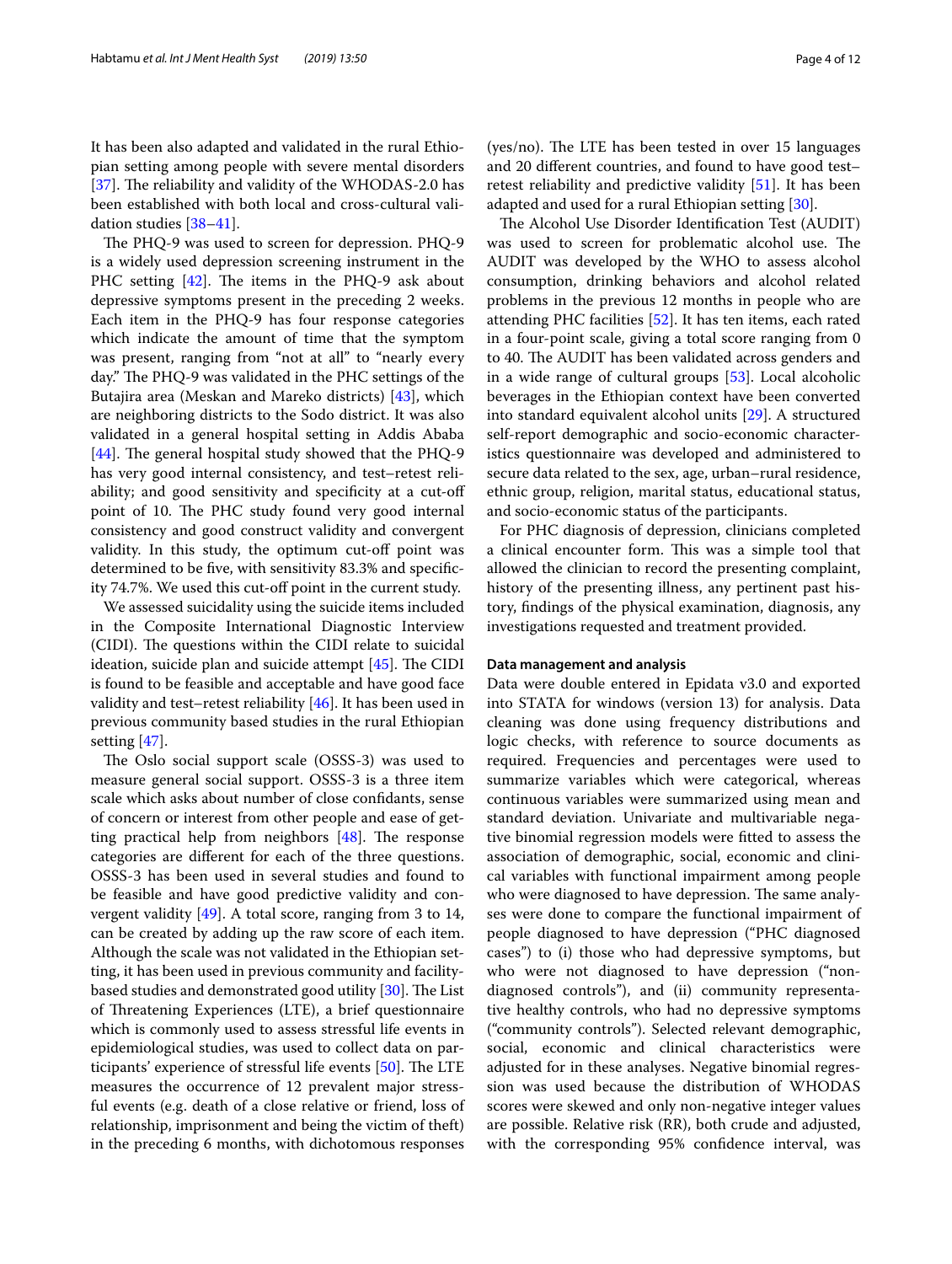It has been also adapted and validated in the rural Ethiopian setting among people with severe mental disorders [37]. The reliability and validity of the WHODAS-2.0 has been established with both local and cross-cultural validation studies [38–41].

The PHQ-9 was used to screen for depression. PHQ-9 is a widely used depression screening instrument in the PHC setting [42]. The items in the PHQ-9 ask about depressive symptoms present in the preceding 2 weeks. Each item in the PHQ-9 has four response categories which indicate the amount of time that the symptom was present, ranging from "not at all" to "nearly every day." The PHQ-9 was validated in the PHC settings of the Butajira area (Meskan and Mareko districts) [43], which are neighboring districts to the Sodo district. It was also validated in a general hospital setting in Addis Ababa [44]. The general hospital study showed that the PHQ-9 has very good internal consistency, and test–retest reliability; and good sensitivity and specificity at a cut-off point of 10. The PHC study found very good internal consistency and good construct validity and convergent validity. In this study, the optimum cut-off point was determined to be five, with sensitivity 83.3% and specificity 74.7%. We used this cut-off point in the current study.

We assessed suicidality using the suicide items included in the Composite International Diagnostic Interview (CIDI). The questions within the CIDI relate to suicidal ideation, suicide plan and suicide attempt [45]. The CIDI is found to be feasible and acceptable and have good face validity and test–retest reliability [46]. It has been used in previous community based studies in the rural Ethiopian setting [47].

The Oslo social support scale (OSSS-3) was used to measure general social support. OSSS-3 is a three item scale which asks about number of close confidants, sense of concern or interest from other people and ease of getting practical help from neighbors [48]. The response categories are different for each of the three questions. OSSS-3 has been used in several studies and found to be feasible and have good predictive validity and convergent validity [49]. A total score, ranging from 3 to 14, can be created by adding up the raw score of each item. Although the scale was not validated in the Ethiopian setting, it has been used in previous community and facility-based studies and demonstrated good utility [30]. The List of Threatening Experiences (LTE), a brief questionnaire which is commonly used to assess stressful life events in epidemiological studies, was used to collect data on participants' experience of stressful life events [50]. The LTE measures the occurrence of 12 prevalent major stressful events (e.g. death of a close relative or friend, loss of relationship, imprisonment and being the victim of theft) in the preceding 6 months, with dichotomous responses (yes/no). The LTE has been tested in over 15 languages and 20 different countries, and found to have good test–retest reliability and predictive validity [51]. It has been adapted and used for a rural Ethiopian setting [30].

The Alcohol Use Disorder Identification Test (AUDIT) was used to screen for problematic alcohol use. The AUDIT was developed by the WHO to assess alcohol consumption, drinking behaviors and alcohol related problems in the previous 12 months in people who are attending PHC facilities [52]. It has ten items, each rated in a four-point scale, giving a total score ranging from 0 to 40. The AUDIT has been validated across genders and in a wide range of cultural groups [53]. Local alcoholic beverages in the Ethiopian context have been converted into standard equivalent alcohol units [29]. A structured self-report demographic and socio-economic characteristics questionnaire was developed and administered to secure data related to the sex, age, urban–rural residence, ethnic group, religion, marital status, educational status, and socio-economic status of the participants.

For PHC diagnosis of depression, clinicians completed a clinical encounter form. This was a simple tool that allowed the clinician to record the presenting complaint, history of the presenting illness, any pertinent past history, findings of the physical examination, diagnosis, any investigations requested and treatment provided.

### Data management and analysis

Data were double entered in Epidata v3.0 and exported into STATA for windows (version 13) for analysis. Data cleaning was done using frequency distributions and logic checks, with reference to source documents as required. Frequencies and percentages were used to summarize variables which were categorical, whereas continuous variables were summarized using mean and standard deviation. Univariate and multivariable negative binomial regression models were fitted to assess the association of demographic, social, economic and clinical variables with functional impairment among people who were diagnosed to have depression. The same analyses were done to compare the functional impairment of people diagnosed to have depression ("PHC diagnosed cases") to (i) those who had depressive symptoms, but who were not diagnosed to have depression ("non-diagnosed controls"), and (ii) community representative healthy controls, who had no depressive symptoms ("community controls"). Selected relevant demographic, social, economic and clinical characteristics were adjusted for in these analyses. Negative binomial regression was used because the distribution of WHODAS scores were skewed and only non-negative integer values are possible. Relative risk (RR), both crude and adjusted, with the corresponding 95% confidence interval, was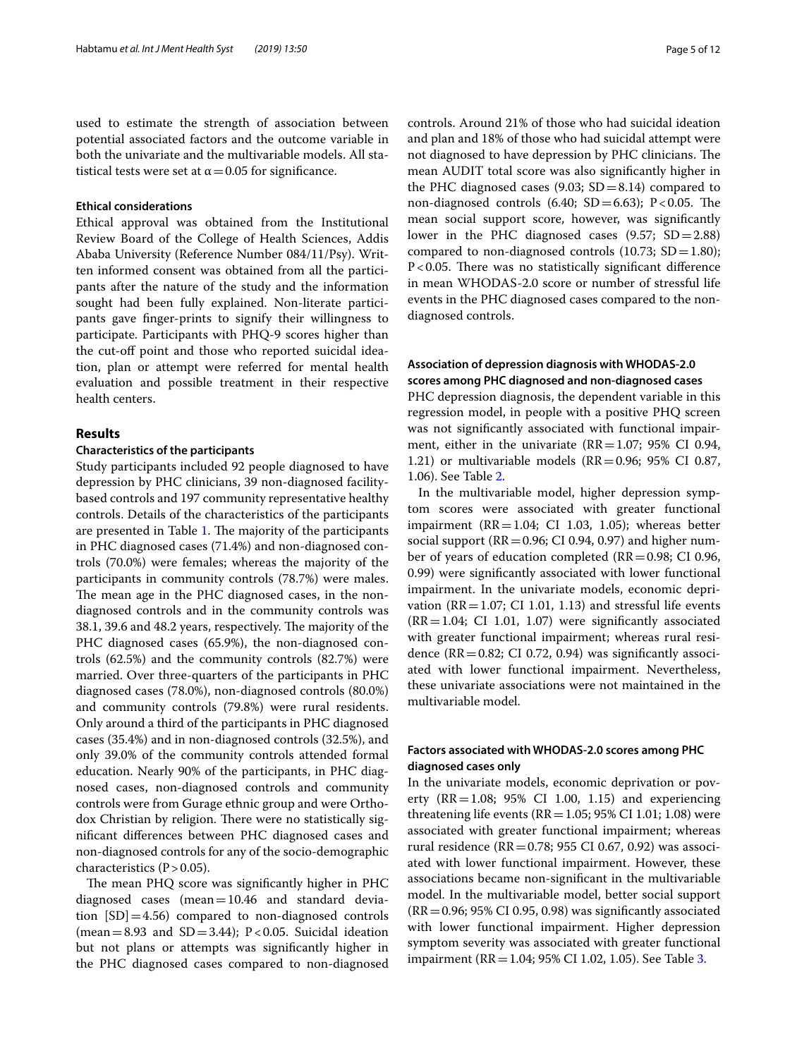used to estimate the strength of association between potential associated factors and the outcome variable in both the univariate and the multivariable models. All statistical tests were set at $\alpha = 0.05$ for significance.

### Ethical considerations

Ethical approval was obtained from the Institutional Review Board of the College of Health Sciences, Addis Ababa University (Reference Number 084/11/Psy). Written informed consent was obtained from all the participants after the nature of the study and the information sought had been fully explained. Non-literate participants gave finger-prints to signify their willingness to participate. Participants with PHQ-9 scores higher than the cut-off point and those who reported suicidal ideation, plan or attempt were referred for mental health evaluation and possible treatment in their respective health centers.

## Results

### Characteristics of the participants

Study participants included 92 people diagnosed to have depression by PHC clinicians, 39 non-diagnosed facility-based controls and 197 community representative healthy controls. Details of the characteristics of the participants are presented in Table 1. The majority of the participants in PHC diagnosed cases (71.4%) and non-diagnosed controls (70.0%) were females; whereas the majority of the participants in community controls (78.7%) were males. The mean age in the PHC diagnosed cases, in the non-diagnosed controls and in the community controls was 38.1, 39.6 and 48.2 years, respectively. The majority of the PHC diagnosed cases (65.9%), the non-diagnosed controls (62.5%) and the community controls (82.7%) were married. Over three-quarters of the participants in PHC diagnosed cases (78.0%), non-diagnosed controls (80.0%) and community controls (79.8%) were rural residents. Only around a third of the participants in PHC diagnosed cases (35.4%) and in non-diagnosed controls (32.5%), and only 39.0% of the community controls attended formal education. Nearly 90% of the participants, in PHC diagnosed cases, non-diagnosed controls and community controls were from Gurage ethnic group and were Orthodox Christian by religion. There were no statistically significant differences between PHC diagnosed cases and non-diagnosed controls for any of the socio-demographic characteristics ($P > 0.05$).

The mean PHQ score was significantly higher in PHC diagnosed cases (mean = 10.46 and standard deviation [SD] = 4.56) compared to non-diagnosed controls (mean = 8.93 and SD = 3.44); $P < 0.05$. Suicidal ideation but not plans or attempts was significantly higher in the PHC diagnosed cases compared to non-diagnosed controls. Around 21% of those who had suicidal ideation and plan and 18% of those who had suicidal attempt were not diagnosed to have depression by PHC clinicians. The mean AUDIT total score was also significantly higher in the PHC diagnosed cases (9.03; SD = 8.14) compared to non-diagnosed controls (6.40; SD = 6.63); $P < 0.05$. The mean social support score, however, was significantly lower in the PHC diagnosed cases (9.57; SD = 2.88) compared to non-diagnosed controls (10.73; SD = 1.80); $P < 0.05$. There was no statistically significant difference in mean WHODAS-2.0 score or number of stressful life events in the PHC diagnosed cases compared to the non-diagnosed controls.

### Association of depression diagnosis with WHODAS-2.0 scores among PHC diagnosed and non-diagnosed cases

PHC depression diagnosis, the dependent variable in this regression model, in people with a positive PHQ screen was not significantly associated with functional impairment, either in the univariate (RR = 1.07; 95% CI 0.94, 1.21) or multivariable models (RR = 0.96; 95% CI 0.87, 1.06). See Table 2.

In the multivariable model, higher depression symptom scores were associated with greater functional impairment (RR = 1.04; CI 1.03, 1.05); whereas better social support (RR = 0.96; CI 0.94, 0.97) and higher number of years of education completed (RR = 0.98; CI 0.96, 0.99) were significantly associated with lower functional impairment. In the univariate models, economic deprivation (RR = 1.07; CI 1.01, 1.13) and stressful life events (RR = 1.04; CI 1.01, 1.07) were significantly associated with greater functional impairment; whereas rural residence (RR = 0.82; CI 0.72, 0.94) was significantly associated with lower functional impairment. Nevertheless, these univariate associations were not maintained in the multivariable model.

### Factors associated with WHODAS-2.0 scores among PHC diagnosed cases only

In the univariate models, economic deprivation or poverty (RR = 1.08; 95% CI 1.00, 1.15) and experiencing threatening life events (RR = 1.05; 95% CI 1.01; 1.08) were associated with greater functional impairment; whereas rural residence (RR = 0.78; 955 CI 0.67, 0.92) was associated with lower functional impairment. However, these associations became non-significant in the multivariable model. In the multivariable model, better social support (RR = 0.96; 95% CI 0.95, 0.98) was significantly associated with lower functional impairment. Higher depression symptom severity was associated with greater functional impairment (RR = 1.04; 95% CI 1.02, 1.05). See Table 3.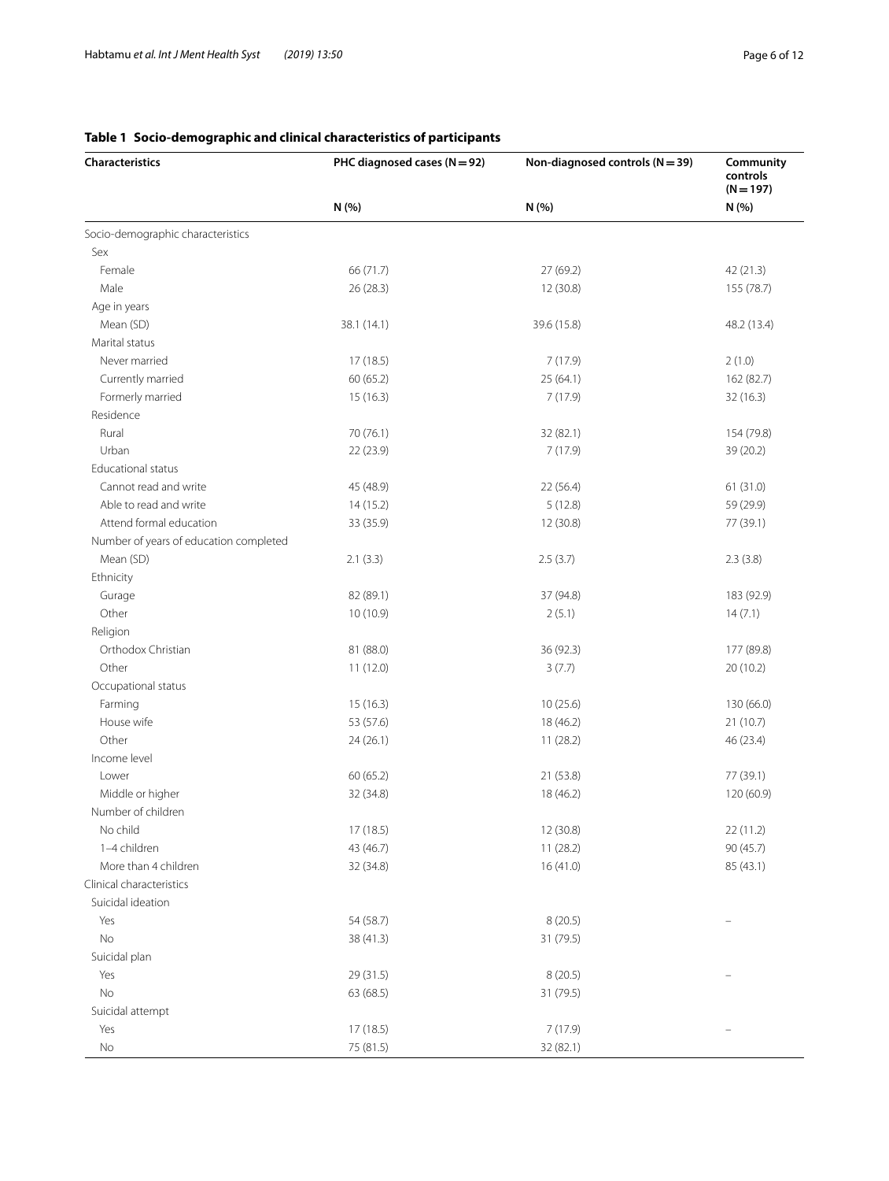**Table 1 Socio-demographic and clinical characteristics of participants**

| Characteristics | PHC diagnosed cases (N = 92) | Non-diagnosed controls (N = 39) | Community controls (N = 197) |
|---|---|---|---|
| | N (%) | N (%) | N (%) |
| Socio-demographic characteristics | | | |
| Sex | | | |
| Female | 66 (71.7) | 27 (69.2) | 42 (21.3) |
| Male | 26 (28.3) | 12 (30.8) | 155 (78.7) |
| Age in years | | | |
| Mean (SD) | 38.1 (14.1) | 39.6 (15.8) | 48.2 (13.4) |
| Marital status | | | |
| Never married | 17 (18.5) | 7 (17.9) | 2 (1.0) |
| Currently married | 60 (65.2) | 25 (64.1) | 162 (82.7) |
| Formerly married | 15 (16.3) | 7 (17.9) | 32 (16.3) |
| Residence | | | |
| Rural | 70 (76.1) | 32 (82.1) | 154 (79.8) |
| Urban | 22 (23.9) | 7 (17.9) | 39 (20.2) |
| Educational status | | | |
| Cannot read and write | 45 (48.9) | 22 (56.4) | 61 (31.0) |
| Able to read and write | 14 (15.2) | 5 (12.8) | 59 (29.9) |
| Attend formal education | 33 (35.9) | 12 (30.8) | 77 (39.1) |
| Number of years of education completed | | | |
| Mean (SD) | 2.1 (3.3) | 2.5 (3.7) | 2.3 (3.8) |
| Ethnicity | | | |
| Gurage | 82 (89.1) | 37 (94.8) | 183 (92.9) |
| Other | 10 (10.9) | 2 (5.1) | 14 (7.1) |
| Religion | | | |
| Orthodox Christian | 81 (88.0) | 36 (92.3) | 177 (89.8) |
| Other | 11 (12.0) | 3 (7.7) | 20 (10.2) |
| Occupational status | | | |
| Farming | 15 (16.3) | 10 (25.6) | 130 (66.0) |
| House wife | 53 (57.6) | 18 (46.2) | 21 (10.7) |
| Other | 24 (26.1) | 11 (28.2) | 46 (23.4) |
| Income level | | | |
| Lower | 60 (65.2) | 21 (53.8) | 77 (39.1) |
| Middle or higher | 32 (34.8) | 18 (46.2) | 120 (60.9) |
| Number of children | | | |
| No child | 17 (18.5) | 12 (30.8) | 22 (11.2) |
| 1–4 children | 43 (46.7) | 11 (28.2) | 90 (45.7) |
| More than 4 children | 32 (34.8) | 16 (41.0) | 85 (43.1) |
| Clinical characteristics | | | |
| Suicidal ideation | | | |
| Yes | 54 (58.7) | 8 (20.5) | – |
| No | 38 (41.3) | 31 (79.5) | |
| Suicidal plan | | | |
| Yes | 29 (31.5) | 8 (20.5) | – |
| No | 63 (68.5) | 31 (79.5) | |
| Suicidal attempt | | | |
| Yes | 17 (18.5) | 7 (17.9) | – |
| No | 75 (81.5) | 32 (82.1) | |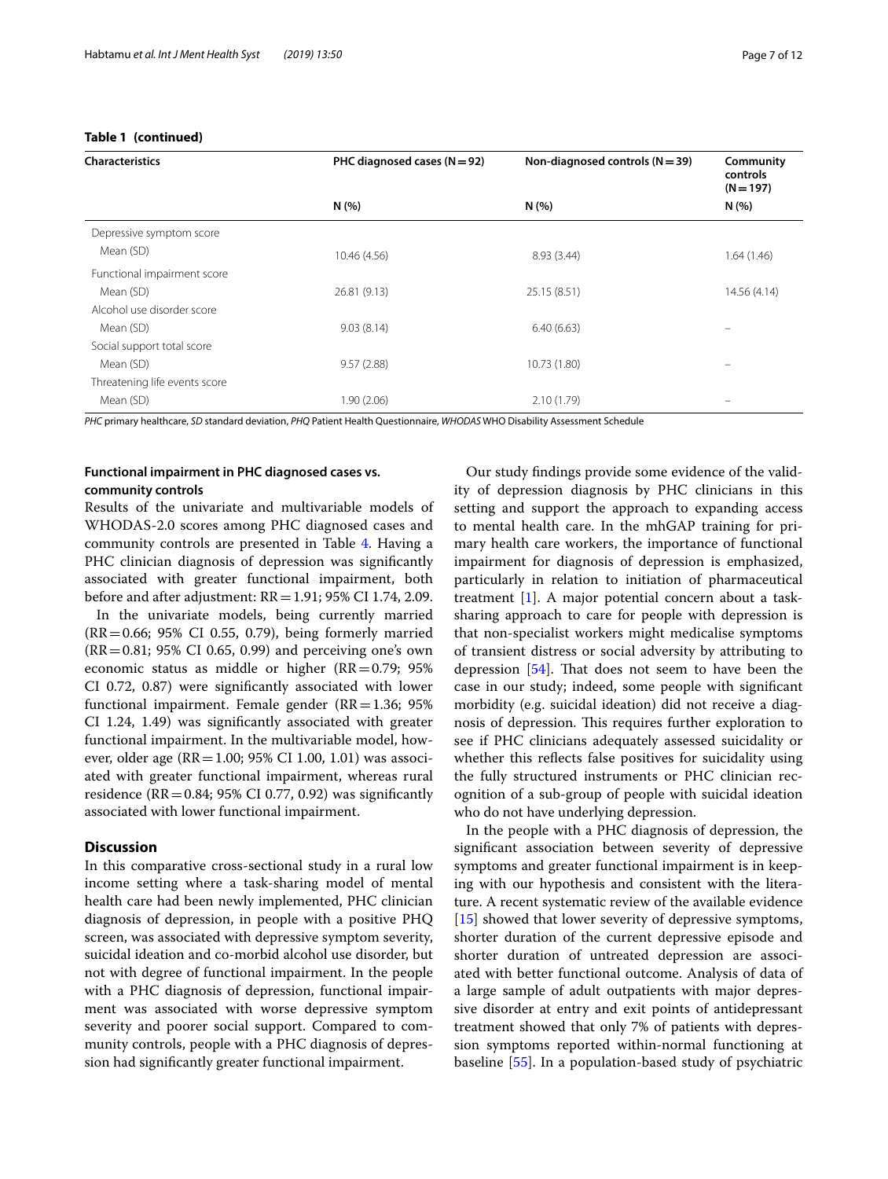**Table 1 (continued)**

| Characteristics | PHC diagnosed cases (N = 92) | Non-diagnosed controls (N = 39) | Community controls (N = 197) |
|---|---|---|---|
| | N (%) | N (%) | N (%) |
| Depressive symptom score | | | |
| Mean (SD) | 10.46 (4.56) | 8.93 (3.44) | 1.64 (1.46) |
| Functional impairment score | | | |
| Mean (SD) | 26.81 (9.13) | 25.15 (8.51) | 14.56 (4.14) |
| Alcohol use disorder score | | | |
| Mean (SD) | 9.03 (8.14) | 6.40 (6.63) | – |
| Social support total score | | | |
| Mean (SD) | 9.57 (2.88) | 10.73 (1.80) | – |
| Threatening life events score | | | |
| Mean (SD) | 1.90 (2.06) | 2.10 (1.79) | – |

*PHC* primary healthcare, *SD* standard deviation, *PHQ* Patient Health Questionnaire, *WHODAS* WHO Disability Assessment Schedule

### Functional impairment in PHC diagnosed cases vs. community controls

Results of the univariate and multivariable models of WHODAS-2.0 scores among PHC diagnosed cases and community controls are presented in Table 4. Having a PHC clinician diagnosis of depression was significantly associated with greater functional impairment, both before and after adjustment: RR = 1.91; 95% CI 1.74, 2.09.

In the univariate models, being currently married (RR = 0.66; 95% CI 0.55, 0.79), being formerly married (RR = 0.81; 95% CI 0.65, 0.99) and perceiving one's own economic status as middle or higher (RR = 0.79; 95% CI 0.72, 0.87) were significantly associated with lower functional impairment. Female gender (RR = 1.36; 95% CI 1.24, 1.49) was significantly associated with greater functional impairment. In the multivariable model, however, older age (RR = 1.00; 95% CI 1.00, 1.01) was associated with greater functional impairment, whereas rural residence (RR = 0.84; 95% CI 0.77, 0.92) was significantly associated with lower functional impairment.

## Discussion

In this comparative cross-sectional study in a rural low income setting where a task-sharing model of mental health care had been newly implemented, PHC clinician diagnosis of depression, in people with a positive PHQ screen, was associated with depressive symptom severity, suicidal ideation and co-morbid alcohol use disorder, but not with degree of functional impairment. In the people with a PHC diagnosis of depression, functional impairment was associated with worse depressive symptom severity and poorer social support. Compared to community controls, people with a PHC diagnosis of depression had significantly greater functional impairment.

Our study findings provide some evidence of the validity of depression diagnosis by PHC clinicians in this setting and support the approach to expanding access to mental health care. In the mhGAP training for primary health care workers, the importance of functional impairment for diagnosis of depression is emphasized, particularly in relation to initiation of pharmaceutical treatment [1]. A major potential concern about a task-sharing approach to care for people with depression is that non-specialist workers might medicalise symptoms of transient distress or social adversity by attributing to depression [54]. That does not seem to have been the case in our study; indeed, some people with significant morbidity (e.g. suicidal ideation) did not receive a diagnosis of depression. This requires further exploration to see if PHC clinicians adequately assessed suicidality or whether this reflects false positives for suicidality using the fully structured instruments or PHC clinician recognition of a sub-group of people with suicidal ideation who do not have underlying depression.

In the people with a PHC diagnosis of depression, the significant association between severity of depressive symptoms and greater functional impairment is in keeping with our hypothesis and consistent with the literature. A recent systematic review of the available evidence [15] showed that lower severity of depressive symptoms, shorter duration of the current depressive episode and shorter duration of untreated depression are associated with better functional outcome. Analysis of data of a large sample of adult outpatients with major depressive disorder at entry and exit points of antidepressant treatment showed that only 7% of patients with depression symptoms reported within-normal functioning at baseline [55]. In a population-based study of psychiatric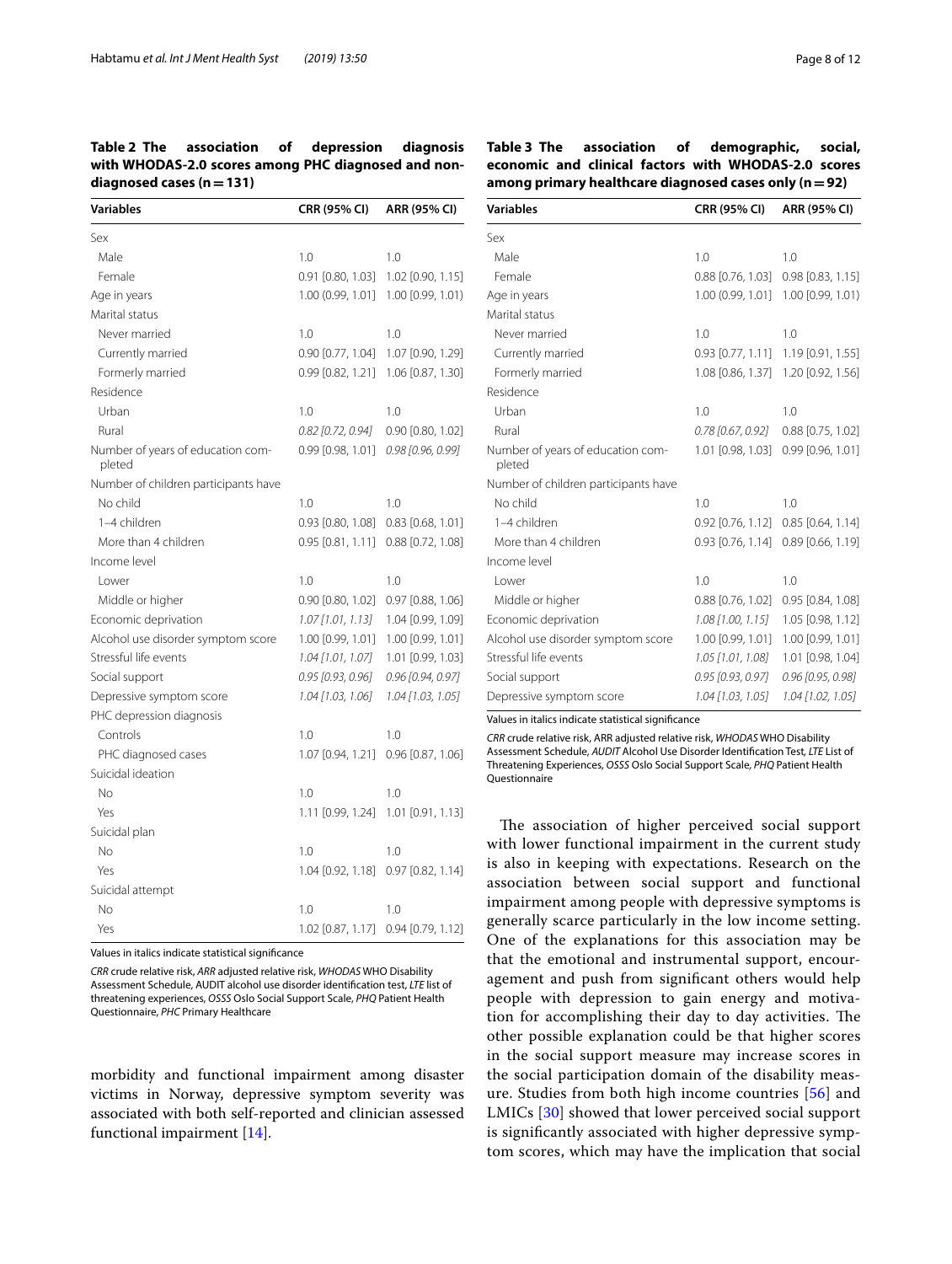**Table 2 The association of depression diagnosis with WHODAS-2.0 scores among PHC diagnosed and non-diagnosed cases (n = 131)**

| Variables | CRR (95% CI) | ARR (95% CI) |
|---|---|---|
| Sex | | |
| Male | 1.0 | 1.0 |
| Female | 0.91 [0.80, 1.03] | 1.02 [0.90, 1.15] |
| Age in years | 1.00 (0.99, 1.01] | 1.00 [0.99, 1.01) |
| Marital status | | |
| Never married | 1.0 | 1.0 |
| Currently married | 0.90 [0.77, 1.04] | 1.07 [0.90, 1.29] |
| Formerly married | 0.99 [0.82, 1.21] | 1.06 [0.87, 1.30] |
| Residence | | |
| Urban | 1.0 | 1.0 |
| Rural | *0.82 [0.72, 0.94]* | 0.90 [0.80, 1.02] |
| Number of years of education completed | 0.99 [0.98, 1.01] | *0.98 [0.96, 0.99]* |
| Number of children participants have | | |
| No child | 1.0 | 1.0 |
| 1–4 children | 0.93 [0.80, 1.08] | 0.83 [0.68, 1.01] |
| More than 4 children | 0.95 [0.81, 1.11] | 0.88 [0.72, 1.08] |
| Income level | | |
| Lower | 1.0 | 1.0 |
| Middle or higher | 0.90 [0.80, 1.02] | 0.97 [0.88, 1.06] |
| Economic deprivation | *1.07 [1.01, 1.13]* | 1.04 [0.99, 1.09] |
| Alcohol use disorder symptom score | 1.00 [0.99, 1.01] | 1.00 [0.99, 1.01] |
| Stressful life events | *1.04 [1.01, 1.07]* | 1.01 [0.99, 1.03] |
| Social support | *0.95 [0.93, 0.96]* | *0.96 [0.94, 0.97]* |
| Depressive symptom score | *1.04 [1.03, 1.06]* | *1.04 [1.03, 1.05]* |
| PHC depression diagnosis | | |
| Controls | 1.0 | 1.0 |
| PHC diagnosed cases | 1.07 [0.94, 1.21] | 0.96 [0.87, 1.06] |
| Suicidal ideation | | |
| No | 1.0 | 1.0 |
| Yes | 1.11 [0.99, 1.24] | 1.01 [0.91, 1.13] |
| Suicidal plan | | |
| No | 1.0 | 1.0 |
| Yes | 1.04 [0.92, 1.18] | 0.97 [0.82, 1.14] |
| Suicidal attempt | | |
| No | 1.0 | 1.0 |
| Yes | 1.02 [0.87, 1.17] | 0.94 [0.79, 1.12] |

Values in italics indicate statistical significance

*CRR* crude relative risk, *ARR* adjusted relative risk, *WHODAS* WHO Disability Assessment Schedule, AUDIT alcohol use disorder identification test, *LTE* list of threatening experiences, *OSSS* Oslo Social Support Scale, *PHQ* Patient Health Questionnaire, *PHC* Primary Healthcare

morbidity and functional impairment among disaster victims in Norway, depressive symptom severity was associated with both self-reported and clinician assessed functional impairment [14].

**Table 3 The association of demographic, social, economic and clinical factors with WHODAS-2.0 scores among primary healthcare diagnosed cases only (n = 92)**

| Variables | CRR (95% CI) | ARR (95% CI) |
|---|---|---|
| Sex | | |
| Male | 1.0 | 1.0 |
| Female | 0.88 [0.76, 1.03] | 0.98 [0.83, 1.15] |
| Age in years | 1.00 (0.99, 1.01] | 1.00 [0.99, 1.01) |
| Marital status | | |
| Never married | 1.0 | 1.0 |
| Currently married | 0.93 [0.77, 1.11] | 1.19 [0.91, 1.55] |
| Formerly married | 1.08 [0.86, 1.37] | 1.20 [0.92, 1.56] |
| Residence | | |
| Urban | 1.0 | 1.0 |
| Rural | *0.78 [0.67, 0.92]* | 0.88 [0.75, 1.02] |
| Number of years of education completed | 1.01 [0.98, 1.03] | 0.99 [0.96, 1.01] |
| Number of children participants have | | |
| No child | 1.0 | 1.0 |
| 1–4 children | 0.92 [0.76, 1.12] | 0.85 [0.64, 1.14] |
| More than 4 children | 0.93 [0.76, 1.14] | 0.89 [0.66, 1.19] |
| Income level | | |
| Lower | 1.0 | 1.0 |
| Middle or higher | 0.88 [0.76, 1.02] | 0.95 [0.84, 1.08] |
| Economic deprivation | *1.08 [1.00, 1.15]* | 1.05 [0.98, 1.12] |
| Alcohol use disorder symptom score | 1.00 [0.99, 1.01] | 1.00 [0.99, 1.01] |
| Stressful life events | *1.05 [1.01, 1.08]* | 1.01 [0.98, 1.04] |
| Social support | *0.95 [0.93, 0.97]* | *0.96 [0.95, 0.98]* |
| Depressive symptom score | *1.04 [1.03, 1.05]* | *1.04 [1.02, 1.05]* |

Values in italics indicate statistical significance

*CRR* crude relative risk, ARR adjusted relative risk, *WHODAS* WHO Disability Assessment Schedule, *AUDIT* Alcohol Use Disorder Identification Test, *LTE* List of Threatening Experiences, *OSSS* Oslo Social Support Scale, *PHQ* Patient Health Questionnaire

The association of higher perceived social support with lower functional impairment in the current study is also in keeping with expectations. Research on the association between social support and functional impairment among people with depressive symptoms is generally scarce particularly in the low income setting. One of the explanations for this association may be that the emotional and instrumental support, encouragement and push from significant others would help people with depression to gain energy and motivation for accomplishing their day to day activities. The other possible explanation could be that higher scores in the social support measure may increase scores in the social participation domain of the disability measure. Studies from both high income countries [56] and LMICs [30] showed that lower perceived social support is significantly associated with higher depressive symptom scores, which may have the implication that social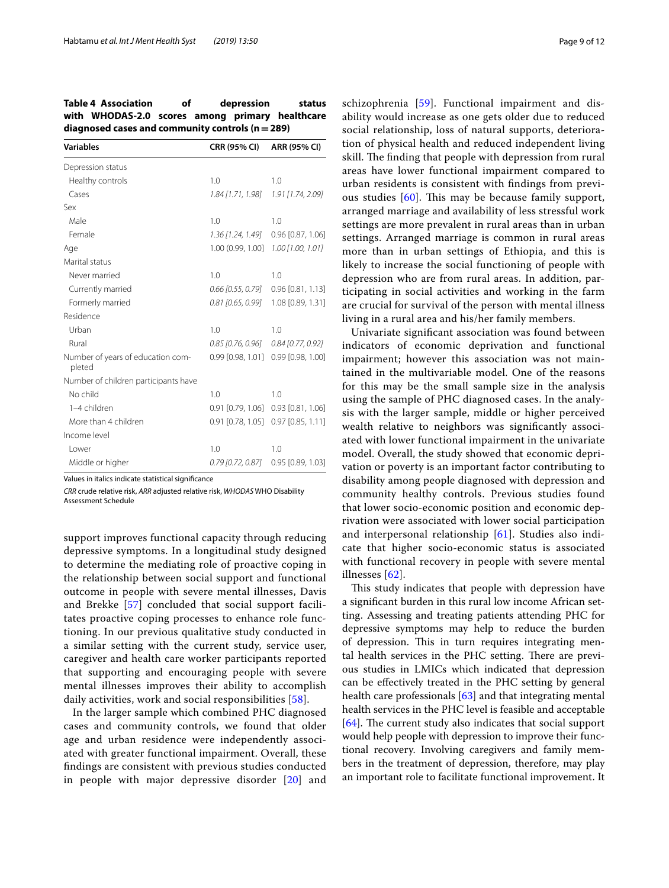**Table 4 Association of depression status with WHODAS-2.0 scores among primary healthcare diagnosed cases and community controls (n = 289)**

| Variables | CRR (95% CI) | ARR (95% CI) |
|---|---|---|
| Depression status | | |
| Healthy controls | 1.0 | 1.0 |
| Cases | *1.84 [1.71, 1.98]* | *1.91 [1.74, 2.09]* |
| Sex | | |
| Male | 1.0 | 1.0 |
| Female | *1.36 [1.24, 1.49]* | 0.96 [0.87, 1.06] |
| Age | 1.00 (0.99, 1.00] | *1.00 [1.00, 1.01]* |
| Marital status | | |
| Never married | 1.0 | 1.0 |
| Currently married | *0.66 [0.55, 0.79]* | 0.96 [0.81, 1.13] |
| Formerly married | *0.81 [0.65, 0.99]* | 1.08 [0.89, 1.31] |
| Residence | | |
| Urban | 1.0 | 1.0 |
| Rural | *0.85 [0.76, 0.96]* | *0.84 [0.77, 0.92]* |
| Number of years of education completed | 0.99 [0.98, 1.01] | 0.99 [0.98, 1.00] |
| Number of children participants have | | |
| No child | 1.0 | 1.0 |
| 1–4 children | 0.91 [0.79, 1.06] | 0.93 [0.81, 1.06] |
| More than 4 children | 0.91 [0.78, 1.05] | 0.97 [0.85, 1.11] |
| Income level | | |
| Lower | 1.0 | 1.0 |
| Middle or higher | *0.79 [0.72, 0.87]* | 0.95 [0.89, 1.03] |

Values in italics indicate statistical significance

*CRR* crude relative risk, *ARR* adjusted relative risk, *WHODAS* WHO Disability Assessment Schedule

support improves functional capacity through reducing depressive symptoms. In a longitudinal study designed to determine the mediating role of proactive coping in the relationship between social support and functional outcome in people with severe mental illnesses, Davis and Brekke [57] concluded that social support facilitates proactive coping processes to enhance role functioning. In our previous qualitative study conducted in a similar setting with the current study, service user, caregiver and health care worker participants reported that supporting and encouraging people with severe mental illnesses improves their ability to accomplish daily activities, work and social responsibilities [58].

In the larger sample which combined PHC diagnosed cases and community controls, we found that older age and urban residence were independently associated with greater functional impairment. Overall, these findings are consistent with previous studies conducted in people with major depressive disorder [20] and schizophrenia [59]. Functional impairment and disability would increase as one gets older due to reduced social relationship, loss of natural supports, deterioration of physical health and reduced independent living skill. The finding that people with depression from rural areas have lower functional impairment compared to urban residents is consistent with findings from previous studies [60]. This may be because family support, arranged marriage and availability of less stressful work settings are more prevalent in rural areas than in urban settings. Arranged marriage is common in rural areas more than in urban settings of Ethiopia, and this is likely to increase the social functioning of people with depression who are from rural areas. In addition, participating in social activities and working in the farm are crucial for survival of the person with mental illness living in a rural area and his/her family members.

Univariate significant association was found between indicators of economic deprivation and functional impairment; however this association was not maintained in the multivariable model. One of the reasons for this may be the small sample size in the analysis using the sample of PHC diagnosed cases. In the analysis with the larger sample, middle or higher perceived wealth relative to neighbors was significantly associated with lower functional impairment in the univariate model. Overall, the study showed that economic deprivation or poverty is an important factor contributing to disability among people diagnosed with depression and community healthy controls. Previous studies found that lower socio-economic position and economic deprivation were associated with lower social participation and interpersonal relationship [61]. Studies also indicate that higher socio-economic status is associated with functional recovery in people with severe mental illnesses [62].

This study indicates that people with depression have a significant burden in this rural low income African setting. Assessing and treating patients attending PHC for depressive symptoms may help to reduce the burden of depression. This in turn requires integrating mental health services in the PHC setting. There are previous studies in LMICs which indicated that depression can be effectively treated in the PHC setting by general health care professionals [63] and that integrating mental health services in the PHC level is feasible and acceptable [64]. The current study also indicates that social support would help people with depression to improve their functional recovery. Involving caregivers and family members in the treatment of depression, therefore, may play an important role to facilitate functional improvement. It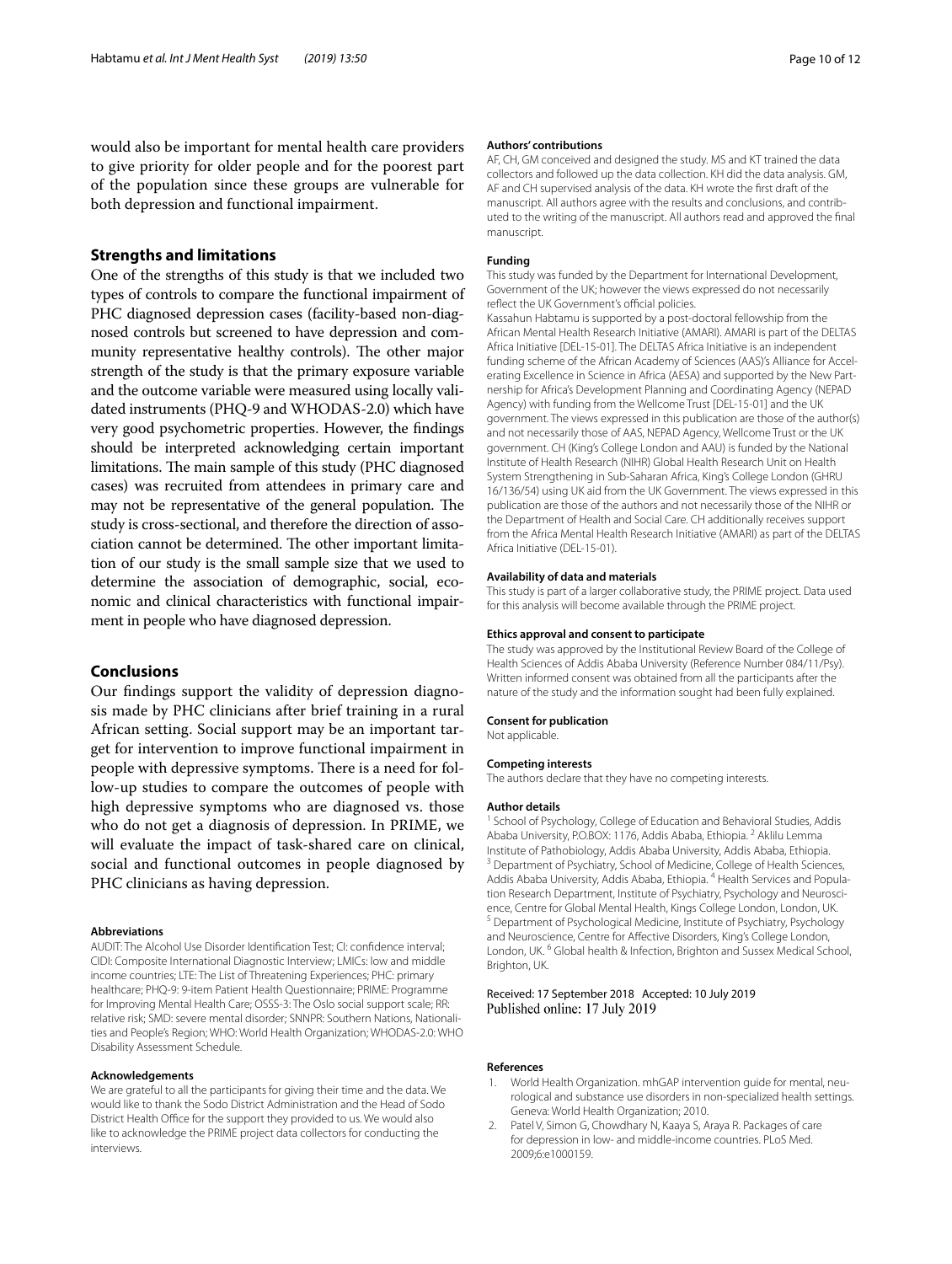would also be important for mental health care providers to give priority for older people and for the poorest part of the population since these groups are vulnerable for both depression and functional impairment.

## Strengths and limitations

One of the strengths of this study is that we included two types of controls to compare the functional impairment of PHC diagnosed depression cases (facility-based non-diagnosed controls but screened to have depression and community representative healthy controls). The other major strength of the study is that the primary exposure variable and the outcome variable were measured using locally validated instruments (PHQ-9 and WHODAS-2.0) which have very good psychometric properties. However, the findings should be interpreted acknowledging certain important limitations. The main sample of this study (PHC diagnosed cases) was recruited from attendees in primary care and may not be representative of the general population. The study is cross-sectional, and therefore the direction of association cannot be determined. The other important limitation of our study is the small sample size that we used to determine the association of demographic, social, economic and clinical characteristics with functional impairment in people who have diagnosed depression.

## Conclusions

Our findings support the validity of depression diagnosis made by PHC clinicians after brief training in a rural African setting. Social support may be an important target for intervention to improve functional impairment in people with depressive symptoms. There is a need for follow-up studies to compare the outcomes of people with high depressive symptoms who are diagnosed vs. those who do not get a diagnosis of depression. In PRIME, we will evaluate the impact of task-shared care on clinical, social and functional outcomes in people diagnosed by PHC clinicians as having depression.

#### Abbreviations

AUDIT: The Alcohol Use Disorder Identification Test; CI: confidence interval; CIDI: Composite International Diagnostic Interview; LMICs: low and middle income countries; LTE: The List of Threatening Experiences; PHC: primary healthcare; PHQ-9: 9-item Patient Health Questionnaire; PRIME: Programme for Improving Mental Health Care; OSSS-3: The Oslo social support scale; RR: relative risk; SMD: severe mental disorder; SNNPR: Southern Nations, Nationalities and People's Region; WHO: World Health Organization; WHODAS-2.0: WHO Disability Assessment Schedule.

#### Acknowledgements

We are grateful to all the participants for giving their time and the data. We would like to thank the Sodo District Administration and the Head of Sodo District Health Office for the support they provided to us. We would also like to acknowledge the PRIME project data collectors for conducting the interviews.

#### Authors' contributions

AF, CH, GM conceived and designed the study. MS and KT trained the data collectors and followed up the data collection. KH did the data analysis. GM, AF and CH supervised analysis of the data. KH wrote the first draft of the manuscript. All authors agree with the results and conclusions, and contributed to the writing of the manuscript. All authors read and approved the final manuscript.

#### Funding

This study was funded by the Department for International Development, Government of the UK; however the views expressed do not necessarily reflect the UK Government's official policies.

Kassahun Habtamu is supported by a post-doctoral fellowship from the African Mental Health Research Initiative (AMARI). AMARI is part of the DELTAS Africa Initiative [DEL-15-01]. The DELTAS Africa Initiative is an independent funding scheme of the African Academy of Sciences (AAS)'s Alliance for Accelerating Excellence in Science in Africa (AESA) and supported by the New Partnership for Africa's Development Planning and Coordinating Agency (NEPAD Agency) with funding from the Wellcome Trust [DEL-15-01] and the UK government. The views expressed in this publication are those of the author(s) and not necessarily those of AAS, NEPAD Agency, Wellcome Trust or the UK government. CH (King's College London and AAU) is funded by the National Institute of Health Research (NIHR) Global Health Research Unit on Health System Strengthening in Sub-Saharan Africa, King's College London (GHRU 16/136/54) using UK aid from the UK Government. The views expressed in this publication are those of the authors and not necessarily those of the NIHR or the Department of Health and Social Care. CH additionally receives support from the Africa Mental Health Research Initiative (AMARI) as part of the DELTAS Africa Initiative (DEL-15-01).

#### Availability of data and materials

This study is part of a larger collaborative study, the PRIME project. Data used for this analysis will become available through the PRIME project.

#### Ethics approval and consent to participate

The study was approved by the Institutional Review Board of the College of Health Sciences of Addis Ababa University (Reference Number 084/11/Psy). Written informed consent was obtained from all the participants after the nature of the study and the information sought had been fully explained.

#### Consent for publication

Not applicable.

#### Competing interests

The authors declare that they have no competing interests.

#### Author details

[1] School of Psychology, College of Education and Behavioral Studies, Addis Ababa University, P.O.BOX: 1176, Addis Ababa, Ethiopia. [2] Aklilu Lemma Institute of Pathobiology, Addis Ababa University, Addis Ababa, Ethiopia. [3] Department of Psychiatry, School of Medicine, College of Health Sciences, Addis Ababa University, Addis Ababa, Ethiopia. [4] Health Services and Population Research Department, Institute of Psychiatry, Psychology and Neuroscience, Centre for Global Mental Health, Kings College London, London, UK. [5] Department of Psychological Medicine, Institute of Psychiatry, Psychology and Neuroscience, Centre for Affective Disorders, King's College London, London, UK. [6] Global health & Infection, Brighton and Sussex Medical School, Brighton, UK.

Received: 17 September 2018 Accepted: 10 July 2019
Published online: 17 July 2019

#### References

1. World Health Organization. mhGAP intervention guide for mental, neurological and substance use disorders in non-specialized health settings. Geneva: World Health Organization; 2010.
2. Patel V, Simon G, Chowdhary N, Kaaya S, Araya R. Packages of care for depression in low- and middle-income countries. PLoS Med. 2009;6:e1000159.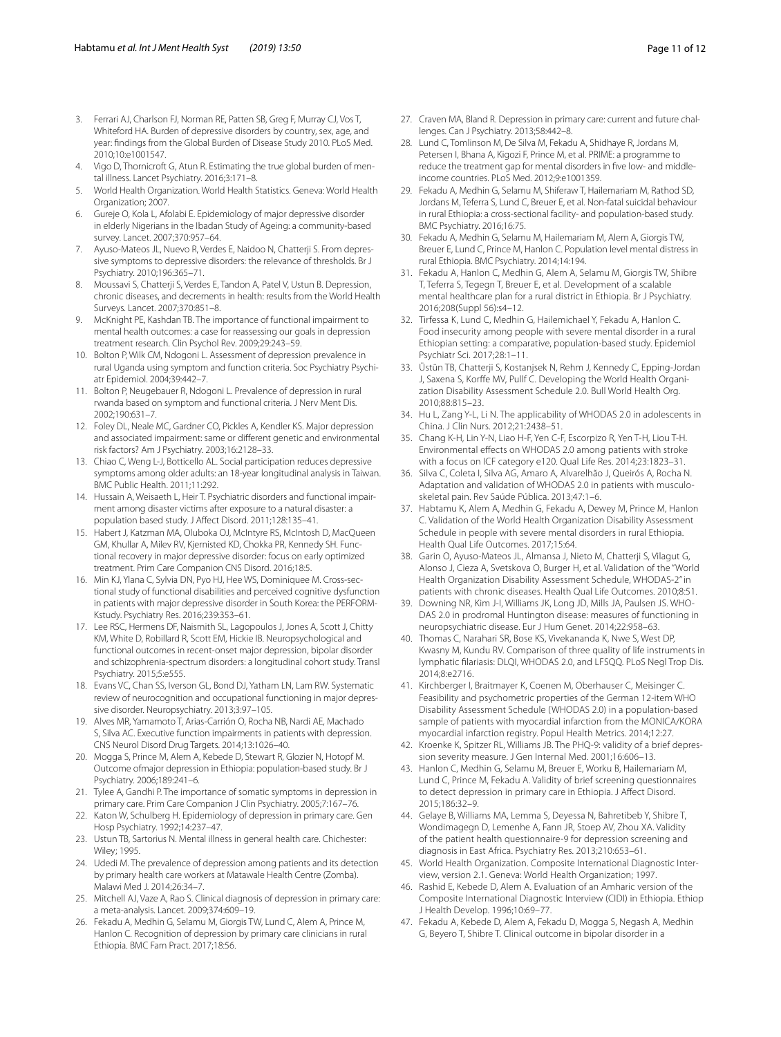3. Ferrari AJ, Charlson FJ, Norman RE, Patten SB, Greg F, Murray CJ, Vos T, Whiteford HA. Burden of depressive disorders by country, sex, age, and year: findings from the Global Burden of Disease Study 2010. PLoS Med. 2010;10:e1001547.
4. Vigo D, Thornicroft G, Atun R. Estimating the true global burden of mental illness. Lancet Psychiatry. 2016;3:171–8.
5. World Health Organization. World Health Statistics. Geneva: World Health Organization; 2007.
6. Gureje O, Kola L, Afolabi E. Epidemiology of major depressive disorder in elderly Nigerians in the Ibadan Study of Ageing: a community-based survey. Lancet. 2007;370:957–64.
7. Ayuso-Mateos JL, Nuevo R, Verdes E, Naidoo N, Chatterji S. From depressive symptoms to depressive disorders: the relevance of thresholds. Br J Psychiatry. 2010;196:365–71.
8. Moussavi S, Chatterji S, Verdes E, Tandon A, Patel V, Ustun B. Depression, chronic diseases, and decrements in health: results from the World Health Surveys. Lancet. 2007;370:851–8.
9. McKnight PE, Kashdan TB. The importance of functional impairment to mental health outcomes: a case for reassessing our goals in depression treatment research. Clin Psychol Rev. 2009;29:243–59.
10. Bolton P, Wilk CM, Ndogoni L. Assessment of depression prevalence in rural Uganda using symptom and function criteria. Soc Psychiatry Psychiatr Epidemiol. 2004;39:442–7.
11. Bolton P, Neugebauer R, Ndogoni L. Prevalence of depression in rural rwanda based on symptom and functional criteria. J Nerv Ment Dis. 2002;190:631–7.
12. Foley DL, Neale MC, Gardner CO, Pickles A, Kendler KS. Major depression and associated impairment: same or different genetic and environmental risk factors? Am J Psychiatry. 2003;16:2128–33.
13. Chiao C, Weng L-J, Botticello AL. Social participation reduces depressive symptoms among older adults: an 18-year longitudinal analysis in Taiwan. BMC Public Health. 2011;11:292.
14. Hussain A, Weisaeth L, Heir T. Psychiatric disorders and functional impairment among disaster victims after exposure to a natural disaster: a population based study. J Affect Disord. 2011;128:135–41.
15. Habert J, Katzman MA, Oluboka OJ, McIntyre RS, McIntosh D, MacQueen GM, Khullar A, Milev RV, Kjernisted KD, Chokka PR, Kennedy SH. Functional recovery in major depressive disorder: focus on early optimized treatment. Prim Care Companion CNS Disord. 2016;18:5.
16. Min KJ, Ylana C, Sylvia DN, Pyo HJ, Hee WS, Dominiquee M. Cross-sectional study of functional disabilities and perceived cognitive dysfunction in patients with major depressive disorder in South Korea: the PERFORM-Kstudy. Psychiatry Res. 2016;239:353–61.
17. Lee RSC, Hermens DF, Naismith SL, Lagopoulos J, Jones A, Scott J, Chitty KM, White D, Robillard R, Scott EM, Hickie IB. Neuropsychological and functional outcomes in recent-onset major depression, bipolar disorder and schizophrenia-spectrum disorders: a longitudinal cohort study. Transl Psychiatry. 2015;5:e555.
18. Evans VC, Chan SS, Iverson GL, Bond DJ, Yatham LN, Lam RW. Systematic review of neurocognition and occupational functioning in major depressive disorder. Neuropsychiatry. 2013;3:97–105.
19. Alves MR, Yamamoto T, Arias-Carrión O, Rocha NB, Nardi AE, Machado S, Silva AC. Executive function impairments in patients with depression. CNS Neurol Disord Drug Targets. 2014;13:1026–40.
20. Mogga S, Prince M, Alem A, Kebede D, Stewart R, Glozier N, Hotopf M. Outcome ofmajor depression in Ethiopia: population-based study. Br J Psychiatry. 2006;189:241–6.
21. Tylee A, Gandhi P. The importance of somatic symptoms in depression in primary care. Prim Care Companion J Clin Psychiatry. 2005;7:167–76.
22. Katon W, Schulberg H. Epidemiology of depression in primary care. Gen Hosp Psychiatry. 1992;14:237–47.
23. Ustun TB, Sartorius N. Mental illness in general health care. Chichester: Wiley; 1995.
24. Udedi M. The prevalence of depression among patients and its detection by primary health care workers at Matawale Health Centre (Zomba). Malawi Med J. 2014;26:34–7.
25. Mitchell AJ, Vaze A, Rao S. Clinical diagnosis of depression in primary care: a meta-analysis. Lancet. 2009;374:609–19.
26. Fekadu A, Medhin G, Selamu M, Giorgis TW, Lund C, Alem A, Prince M, Hanlon C. Recognition of depression by primary care clinicians in rural Ethiopia. BMC Fam Pract. 2017;18:56.
27. Craven MA, Bland R. Depression in primary care: current and future challenges. Can J Psychiatry. 2013;58:442–8.
28. Lund C, Tomlinson M, De Silva M, Fekadu A, Shidhaye R, Jordans M, Petersen I, Bhana A, Kigozi F, Prince M, et al. PRIME: a programme to reduce the treatment gap for mental disorders in five low- and middle-income countries. PLoS Med. 2012;9:e1001359.
29. Fekadu A, Medhin G, Selamu M, Shiferaw T, Hailemariam M, Rathod SD, Jordans M, Teferra S, Lund C, Breuer E, et al. Non-fatal suicidal behaviour in rural Ethiopia: a cross-sectional facility- and population-based study. BMC Psychiatry. 2016;16:75.
30. Fekadu A, Medhin G, Selamu M, Hailemariam M, Alem A, Giorgis TW, Breuer E, Lund C, Prince M, Hanlon C. Population level mental distress in rural Ethiopia. BMC Psychiatry. 2014;14:194.
31. Fekadu A, Hanlon C, Medhin G, Alem A, Selamu M, Giorgis TW, Shibre T, Teferra S, Tegegn T, Breuer E, et al. Development of a scalable mental healthcare plan for a rural district in Ethiopia. Br J Psychiatry. 2016;208(Suppl 56):s4–12.
32. Tirfessa K, Lund C, Medhin G, Hailemichael Y, Fekadu A, Hanlon C. Food insecurity among people with severe mental disorder in a rural Ethiopian setting: a comparative, population-based study. Epidemiol Psychiatr Sci. 2017;28:1–11.
33. Üstün TB, Chatterji S, Kostanjsek N, Rehm J, Kennedy C, Epping-Jordan J, Saxena S, Korffe MV, Pullf C. Developing the World Health Organization Disability Assessment Schedule 2.0. Bull World Health Org. 2010;88:815–23.
34. Hu L, Zang Y-L, Li N. The applicability of WHODAS 2.0 in adolescents in China. J Clin Nurs. 2012;21:2438–51.
35. Chang K-H, Lin Y-N, Liao H-F, Yen C-F, Escorpizo R, Yen T-H, Liou T-H. Environmental effects on WHODAS 2.0 among patients with stroke with a focus on ICF category e120. Qual Life Res. 2014;23:1823–31.
36. Silva C, Coleta I, Silva AG, Amaro A, Alvarelhão J, Queirós A, Rocha N. Adaptation and validation of WHODAS 2.0 in patients with musculoskeletal pain. Rev Saúde Pública. 2013;47:1–6.
37. Habtamu K, Alem A, Medhin G, Fekadu A, Dewey M, Prince M, Hanlon C. Validation of the World Health Organization Disability Assessment Schedule in people with severe mental disorders in rural Ethiopia. Health Qual Life Outcomes. 2017;15:64.
38. Garin O, Ayuso-Mateos JL, Almansa J, Nieto M, Chatterji S, Vilagut G, Alonso J, Cieza A, Svetskova O, Burger H, et al. Validation of the "World Health Organization Disability Assessment Schedule, WHODAS-2" in patients with chronic diseases. Health Qual Life Outcomes. 2010;8:51.
39. Downing NR, Kim J-I, Williams JK, Long JD, Mills JA, Paulsen JS. WHODAS 2.0 in prodromal Huntington disease: measures of functioning in neuropsychiatric disease. Eur J Hum Genet. 2014;22:958–63.
40. Thomas C, Narahari SR, Bose KS, Vivekananda K, Nwe S, West DP, Kwasny M, Kundu RV. Comparison of three quality of life instruments in lymphatic filariasis: DLQI, WHODAS 2.0, and LFSQQ. PLoS Negl Trop Dis. 2014;8:e2716.
41. Kirchberger I, Braitmayer K, Coenen M, Oberhauser C, Meisinger C. Feasibility and psychometric properties of the German 12-item WHO Disability Assessment Schedule (WHODAS 2.0) in a population-based sample of patients with myocardial infarction from the MONICA/KORA myocardial infarction registry. Popul Health Metrics. 2014;12:27.
42. Kroenke K, Spitzer RL, Williams JB. The PHQ-9: validity of a brief depression severity measure. J Gen Internal Med. 2001;16:606–13.
43. Hanlon C, Medhin G, Selamu M, Breuer E, Worku B, Hailemariam M, Lund C, Prince M, Fekadu A. Validity of brief screening questionnaires to detect depression in primary care in Ethiopia. J Affect Disord. 2015;186:32–9.
44. Gelaye B, Williams MA, Lemma S, Deyessa N, Bahretibeb Y, Shibre T, Wondimagegn D, Lemenhe A, Fann JR, Stoep AV, Zhou XA. Validity of the patient health questionnaire-9 for depression screening and diagnosis in East Africa. Psychiatry Res. 2013;210:653–61.
45. World Health Organization. Composite International Diagnostic Interview, version 2.1. Geneva: World Health Organization; 1997.
46. Rashid E, Kebede D, Alem A. Evaluation of an Amharic version of the Composite International Diagnostic Interview (CIDI) in Ethiopia. Ethiop J Health Develop. 1996;10:69–77.
47. Fekadu A, Kebede D, Alem A, Fekadu D, Mogga S, Negash A, Medhin G, Beyero T, Shibre T. Clinical outcome in bipolar disorder in a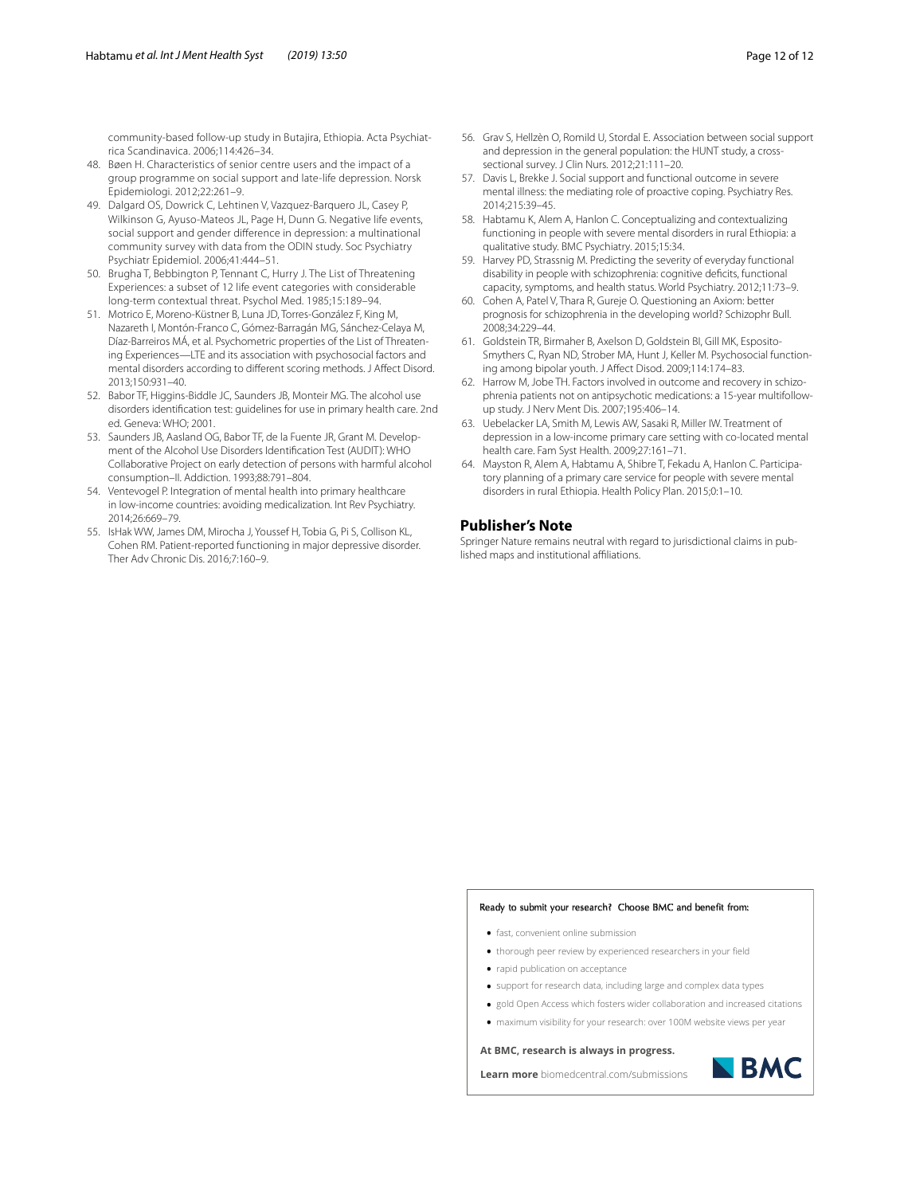community-based follow-up study in Butajira, Ethiopia. Acta Psychiatrica Scandinavica. 2006;114:426–34.

48. Bøen H. Characteristics of senior centre users and the impact of a group programme on social support and late-life depression. Norsk Epidemiologi. 2012;22:261–9.
49. Dalgard OS, Dowrick C, Lehtinen V, Vazquez-Barquero JL, Casey P, Wilkinson G, Ayuso-Mateos JL, Page H, Dunn G. Negative life events, social support and gender difference in depression: a multinational community survey with data from the ODIN study. Soc Psychiatry Psychiatr Epidemiol. 2006;41:444–51.
50. Brugha T, Bebbington P, Tennant C, Hurry J. The List of Threatening Experiences: a subset of 12 life event categories with considerable long-term contextual threat. Psychol Med. 1985;15:189–94.
51. Motrico E, Moreno-Küstner B, Luna JD, Torres-González F, King M, Nazareth I, Montón-Franco C, Gómez-Barragán MG, Sánchez-Celaya M, Díaz-Barreiros MÁ, et al. Psychometric properties of the List of Threatening Experiences—LTE and its association with psychosocial factors and mental disorders according to different scoring methods. J Affect Disord. 2013;150:931–40.
52. Babor TF, Higgins-Biddle JC, Saunders JB, Monteir MG. The alcohol use disorders identification test: guidelines for use in primary health care. 2nd ed. Geneva: WHO; 2001.
53. Saunders JB, Aasland OG, Babor TF, de la Fuente JR, Grant M. Development of the Alcohol Use Disorders Identification Test (AUDIT): WHO Collaborative Project on early detection of persons with harmful alcohol consumption–II. Addiction. 1993;88:791–804.
54. Ventevogel P. Integration of mental health into primary healthcare in low-income countries: avoiding medicalization. Int Rev Psychiatry. 2014;26:669–79.
55. IsHak WW, James DM, Mirocha J, Youssef H, Tobia G, Pi S, Collison KL, Cohen RM. Patient-reported functioning in major depressive disorder. Ther Adv Chronic Dis. 2016;7:160–9.
56. Grav S, Hellzèn O, Romild U, Stordal E. Association between social support and depression in the general population: the HUNT study, a cross-sectional survey. J Clin Nurs. 2012;21:111–20.
57. Davis L, Brekke J. Social support and functional outcome in severe mental illness: the mediating role of proactive coping. Psychiatry Res. 2014;215:39–45.
58. Habtamu K, Alem A, Hanlon C. Conceptualizing and contextualizing functioning in people with severe mental disorders in rural Ethiopia: a qualitative study. BMC Psychiatry. 2015;15:34.
59. Harvey PD, Strassnig M. Predicting the severity of everyday functional disability in people with schizophrenia: cognitive deficits, functional capacity, symptoms, and health status. World Psychiatry. 2012;11:73–9.
60. Cohen A, Patel V, Thara R, Gureje O. Questioning an Axiom: better prognosis for schizophrenia in the developing world? Schizophr Bull. 2008;34:229–44.
61. Goldstein TR, Birmaher B, Axelson D, Goldstein BI, Gill MK, Esposito-Smythers C, Ryan ND, Strober MA, Hunt J, Keller M. Psychosocial functioning among bipolar youth. J Affect Disod. 2009;114:174–83.
62. Harrow M, Jobe TH. Factors involved in outcome and recovery in schizophrenia patients not on antipsychotic medications: a 15-year multifollow-up study. J Nerv Ment Dis. 2007;195:406–14.
63. Uebelacker LA, Smith M, Lewis AW, Sasaki R, Miller IW. Treatment of depression in a low-income primary care setting with co-located mental health care. Fam Syst Health. 2009;27:161–71.
64. Mayston R, Alem A, Habtamu A, Shibre T, Fekadu A, Hanlon C. Participatory planning of a primary care service for people with severe mental disorders in rural Ethiopia. Health Policy Plan. 2015;0:1–10.

## Publisher's Note

Springer Nature remains neutral with regard to jurisdictional claims in published maps and institutional affiliations.

Ready to submit your research? Choose BMC and benefit from:

- fast, convenient online submission
- thorough peer review by experienced researchers in your field
- rapid publication on acceptance
- support for research data, including large and complex data types
- gold Open Access which fosters wider collaboration and increased citations
- maximum visibility for your research: over 100M website views per year

**At BMC, research is always in progress.**

**Learn more** biomedcentral.com/submissions